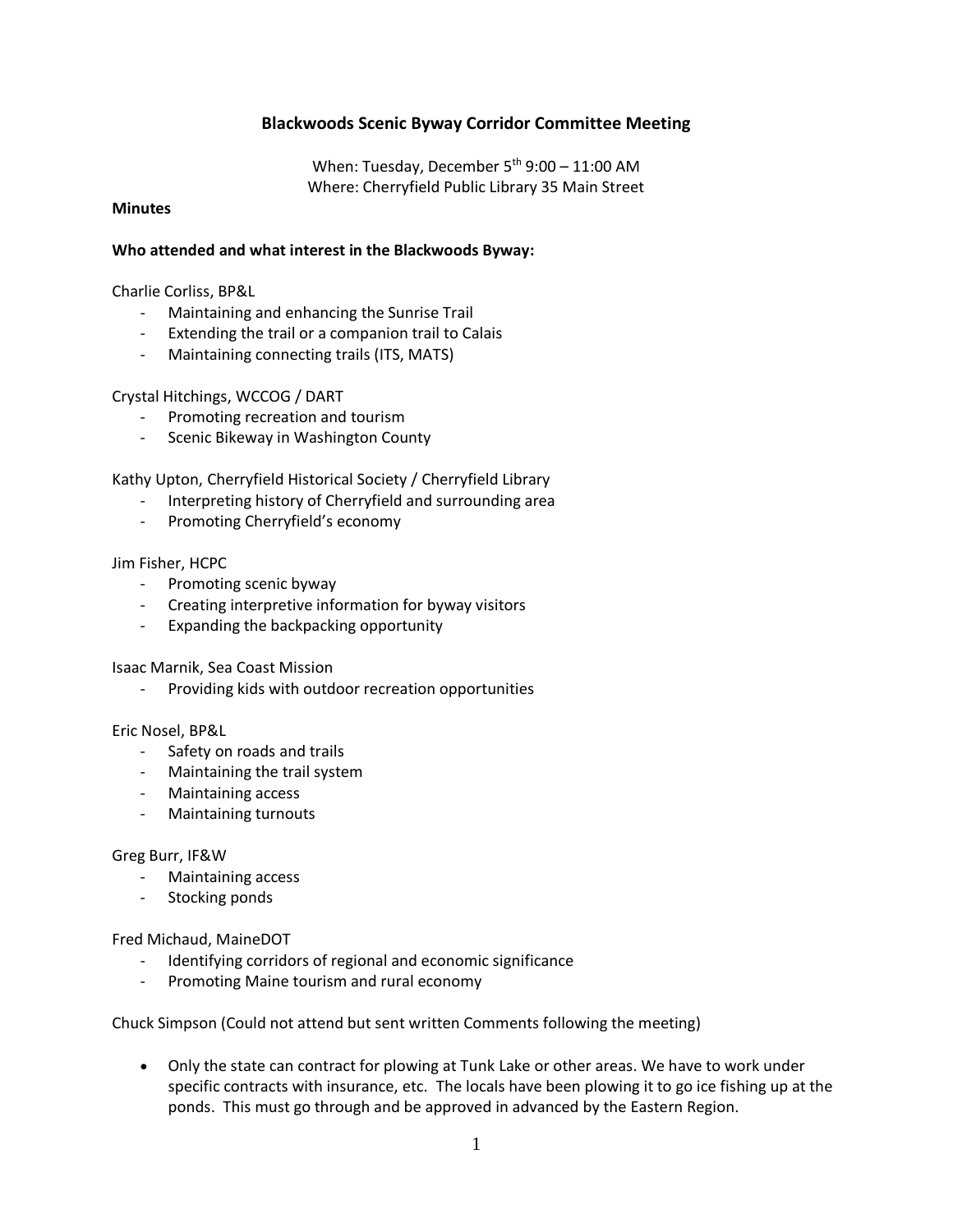# Blackwoods Scenic Byway Corridor Committee Meeting

When: Tuesday, December 5th 9:00 – 11:00 AM
Where: Cherryfield Public Library 35 Main Street

**Minutes**

**Who attended and what interest in the Blackwoods Byway:**

Charlie Corliss, BP&L

- Maintaining and enhancing the Sunrise Trail
- Extending the trail or a companion trail to Calais
- Maintaining connecting trails (ITS, MATS)

Crystal Hitchings, WCCOG / DART

- Promoting recreation and tourism
- Scenic Bikeway in Washington County

Kathy Upton, Cherryfield Historical Society / Cherryfield Library

- Interpreting history of Cherryfield and surrounding area
- Promoting Cherryfield's economy

Jim Fisher, HCPC

- Promoting scenic byway
- Creating interpretive information for byway visitors
- Expanding the backpacking opportunity

Isaac Marnik, Sea Coast Mission

- Providing kids with outdoor recreation opportunities

Eric Nosel, BP&L

- Safety on roads and trails
- Maintaining the trail system
- Maintaining access
- Maintaining turnouts

Greg Burr, IF&W

- Maintaining access
- Stocking ponds

Fred Michaud, MaineDOT

- Identifying corridors of regional and economic significance
- Promoting Maine tourism and rural economy

Chuck Simpson (Could not attend but sent written Comments following the meeting)

- Only the state can contract for plowing at Tunk Lake or other areas. We have to work under specific contracts with insurance, etc. The locals have been plowing it to go ice fishing up at the ponds. This must go through and be approved in advanced by the Eastern Region.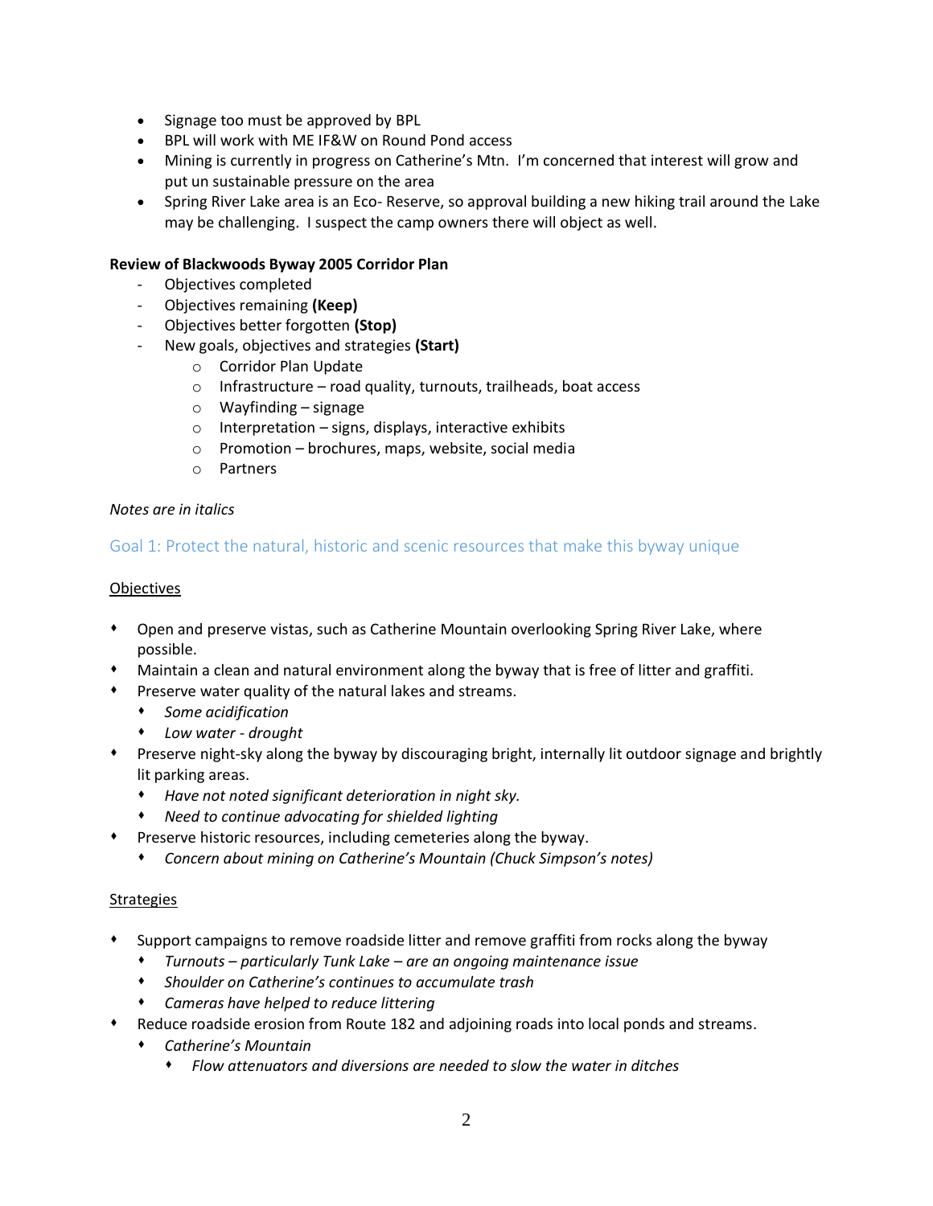- Signage too must be approved by BPL
- BPL will work with ME IF&W on Round Pond access
- Mining is currently in progress on Catherine's Mtn. I'm concerned that interest will grow and put un sustainable pressure on the area
- Spring River Lake area is an Eco- Reserve, so approval building a new hiking trail around the Lake may be challenging. I suspect the camp owners there will object as well.

**Review of Blackwoods Byway 2005 Corridor Plan**

- Objectives completed
- Objectives remaining **(Keep)**
- Objectives better forgotten **(Stop)**
- New goals, objectives and strategies **(Start)**
  - Corridor Plan Update
  - Infrastructure – road quality, turnouts, trailheads, boat access
  - Wayfinding – signage
  - Interpretation – signs, displays, interactive exhibits
  - Promotion – brochures, maps, website, social media
  - Partners

*Notes are in italics*

## Goal 1: Protect the natural, historic and scenic resources that make this byway unique

Objectives

- Open and preserve vistas, such as Catherine Mountain overlooking Spring River Lake, where possible.
- Maintain a clean and natural environment along the byway that is free of litter and graffiti.
- Preserve water quality of the natural lakes and streams.
  - *Some acidification*
  - *Low water - drought*
- Preserve night-sky along the byway by discouraging bright, internally lit outdoor signage and brightly lit parking areas.
  - *Have not noted significant deterioration in night sky.*
  - *Need to continue advocating for shielded lighting*
- Preserve historic resources, including cemeteries along the byway.
  - *Concern about mining on Catherine's Mountain (Chuck Simpson's notes)*

Strategies

- Support campaigns to remove roadside litter and remove graffiti from rocks along the byway
  - *Turnouts – particularly Tunk Lake – are an ongoing maintenance issue*
  - *Shoulder on Catherine's continues to accumulate trash*
  - *Cameras have helped to reduce littering*
- Reduce roadside erosion from Route 182 and adjoining roads into local ponds and streams.
  - *Catherine's Mountain*
    - *Flow attenuators and diversions are needed to slow the water in ditches*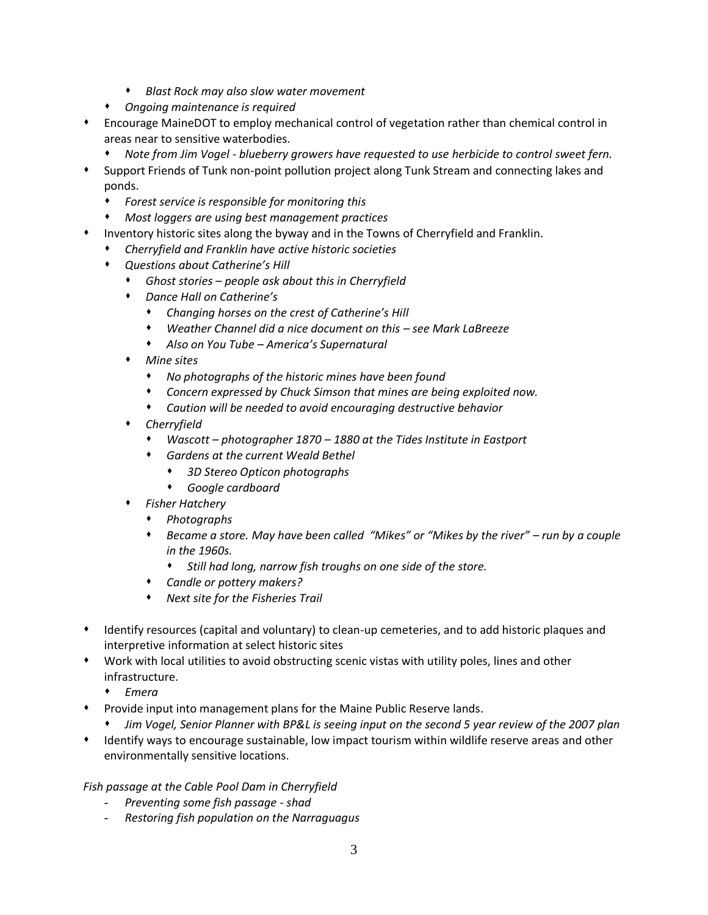- *Blast Rock may also slow water movement*
    - *Ongoing maintenance is required*
- Encourage MaineDOT to employ mechanical control of vegetation rather than chemical control in areas near to sensitive waterbodies.
    - *Note from Jim Vogel - blueberry growers have requested to use herbicide to control sweet fern.*
- Support Friends of Tunk non-point pollution project along Tunk Stream and connecting lakes and ponds.
    - *Forest service is responsible for monitoring this*
    - *Most loggers are using best management practices*
- Inventory historic sites along the byway and in the Towns of Cherryfield and Franklin.
    - *Cherryfield and Franklin have active historic societies*
    - *Questions about Catherine's Hill*
        - *Ghost stories – people ask about this in Cherryfield*
        - *Dance Hall on Catherine's*
            - *Changing horses on the crest of Catherine's Hill*
            - *Weather Channel did a nice document on this – see Mark LaBreeze*
            - *Also on You Tube – America's Supernatural*
        - *Mine sites*
            - *No photographs of the historic mines have been found*
            - *Concern expressed by Chuck Simson that mines are being exploited now.*
            - *Caution will be needed to avoid encouraging destructive behavior*
        - *Cherryfield*
            - *Wascott – photographer 1870 – 1880 at the Tides Institute in Eastport*
            - *Gardens at the current Weald Bethel*
                - *3D Stereo Opticon photographs*
                - *Google cardboard*
        - *Fisher Hatchery*
            - *Photographs*
            - *Became a store. May have been called "Mikes" or "Mikes by the river" – run by a couple in the 1960s.*
                - *Still had long, narrow fish troughs on one side of the store.*
            - *Candle or pottery makers?*
            - *Next site for the Fisheries Trail*
- Identify resources (capital and voluntary) to clean-up cemeteries, and to add historic plaques and interpretive information at select historic sites
- Work with local utilities to avoid obstructing scenic vistas with utility poles, lines and other infrastructure.
    - *Emera*
- Provide input into management plans for the Maine Public Reserve lands.
    - *Jim Vogel, Senior Planner with BP&L is seeing input on the second 5 year review of the 2007 plan*
- Identify ways to encourage sustainable, low impact tourism within wildlife reserve areas and other environmentally sensitive locations.

*Fish passage at the Cable Pool Dam in Cherryfield*

- *Preventing some fish passage - shad*
- *Restoring fish population on the Narraguagus*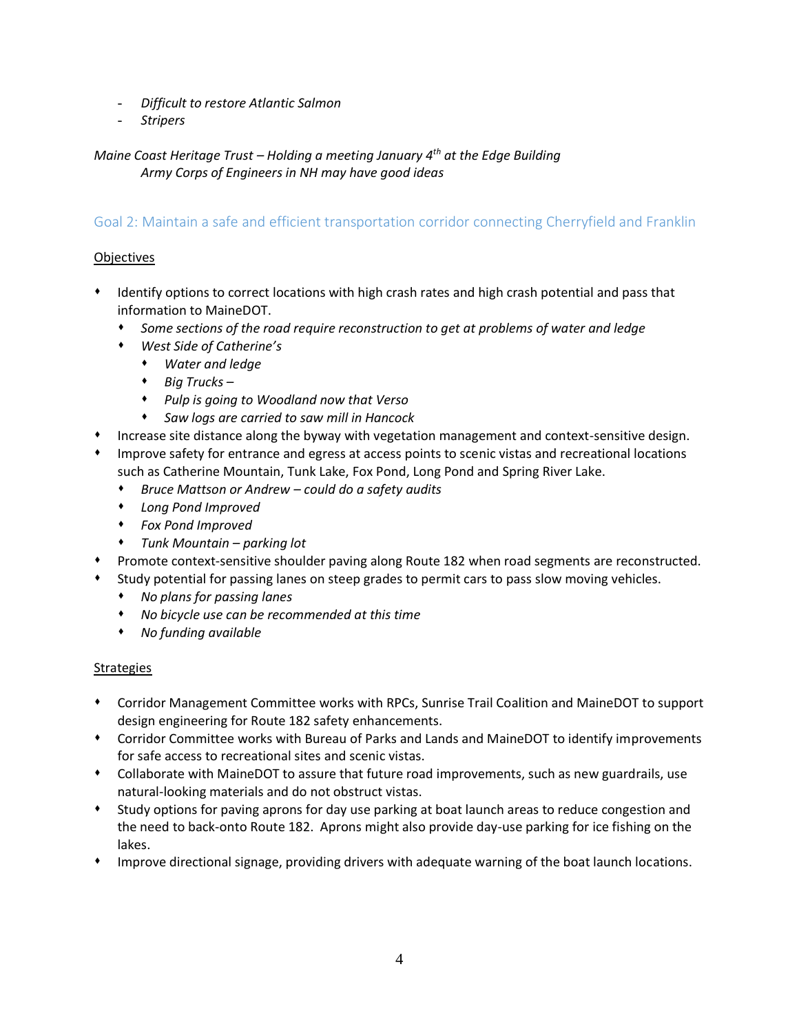- *Difficult to restore Atlantic Salmon*
- *Stripers*

*Maine Coast Heritage Trust – Holding a meeting January 4th at the Edge Building*
*Army Corps of Engineers in NH may have good ideas*

## Goal 2: Maintain a safe and efficient transportation corridor connecting Cherryfield and Franklin

Objectives

- Identify options to correct locations with high crash rates and high crash potential and pass that information to MaineDOT.
  - *Some sections of the road require reconstruction to get at problems of water and ledge*
  - *West Side of Catherine's*
    - *Water and ledge*
    - *Big Trucks –*
    - *Pulp is going to Woodland now that Verso*
    - *Saw logs are carried to saw mill in Hancock*
- Increase site distance along the byway with vegetation management and context-sensitive design.
- Improve safety for entrance and egress at access points to scenic vistas and recreational locations such as Catherine Mountain, Tunk Lake, Fox Pond, Long Pond and Spring River Lake.
  - *Bruce Mattson or Andrew – could do a safety audits*
  - *Long Pond Improved*
  - *Fox Pond Improved*
  - *Tunk Mountain – parking lot*
- Promote context-sensitive shoulder paving along Route 182 when road segments are reconstructed.
- Study potential for passing lanes on steep grades to permit cars to pass slow moving vehicles.
  - *No plans for passing lanes*
  - *No bicycle use can be recommended at this time*
  - *No funding available*

Strategies

- Corridor Management Committee works with RPCs, Sunrise Trail Coalition and MaineDOT to support design engineering for Route 182 safety enhancements.
- Corridor Committee works with Bureau of Parks and Lands and MaineDOT to identify improvements for safe access to recreational sites and scenic vistas.
- Collaborate with MaineDOT to assure that future road improvements, such as new guardrails, use natural-looking materials and do not obstruct vistas.
- Study options for paving aprons for day use parking at boat launch areas to reduce congestion and the need to back-onto Route 182. Aprons might also provide day-use parking for ice fishing on the lakes.
- Improve directional signage, providing drivers with adequate warning of the boat launch locations.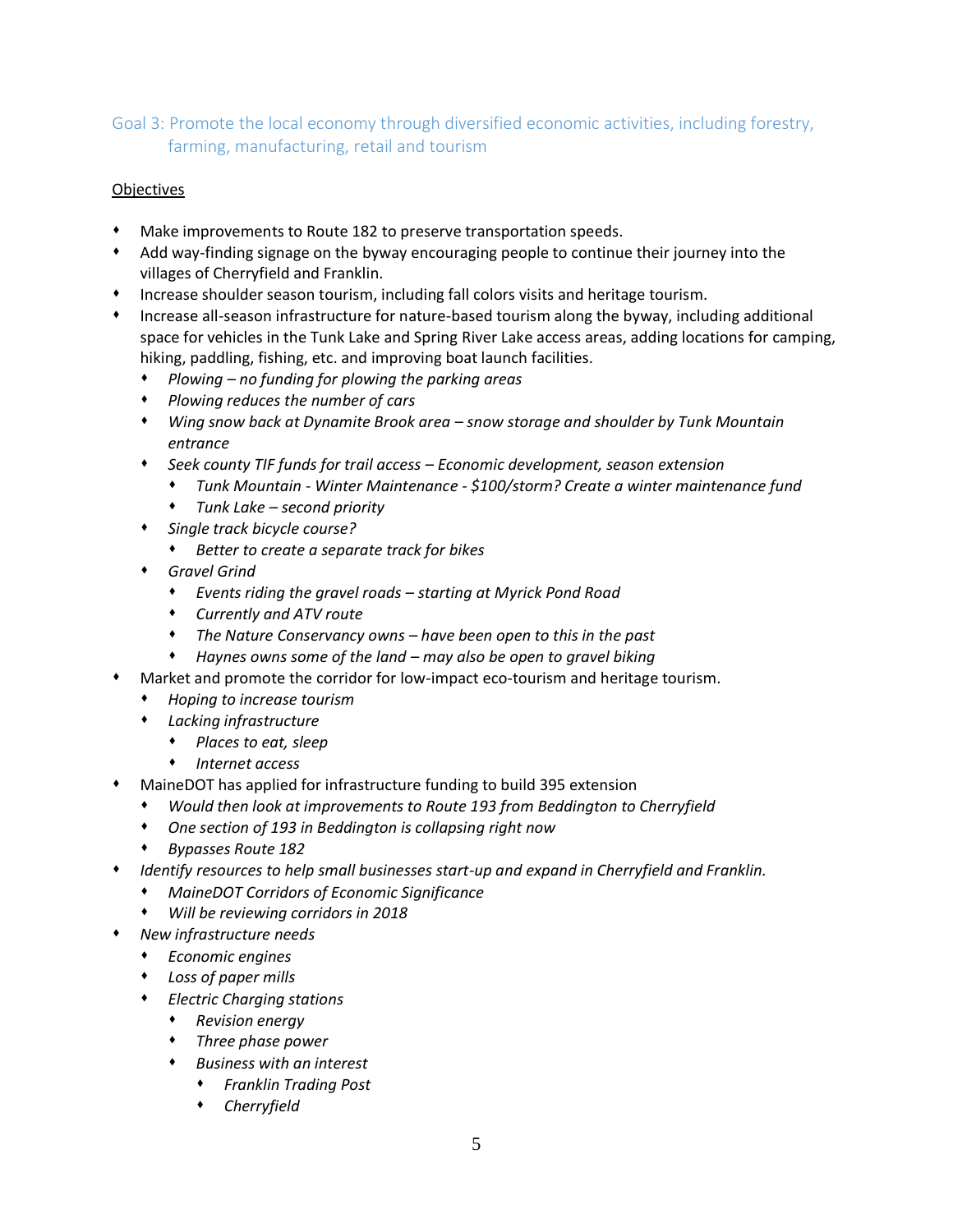## Goal 3: Promote the local economy through diversified economic activities, including forestry, farming, manufacturing, retail and tourism

<u>Objectives</u>

- Make improvements to Route 182 to preserve transportation speeds.
- Add way-finding signage on the byway encouraging people to continue their journey into the villages of Cherryfield and Franklin.
- Increase shoulder season tourism, including fall colors visits and heritage tourism.
- Increase all-season infrastructure for nature-based tourism along the byway, including additional space for vehicles in the Tunk Lake and Spring River Lake access areas, adding locations for camping, hiking, paddling, fishing, etc. and improving boat launch facilities.
  - *Plowing – no funding for plowing the parking areas*
  - *Plowing reduces the number of cars*
  - *Wing snow back at Dynamite Brook area – snow storage and shoulder by Tunk Mountain entrance*
  - *Seek county TIF funds for trail access – Economic development, season extension*
    - *Tunk Mountain - Winter Maintenance - $100/storm? Create a winter maintenance fund*
    - *Tunk Lake – second priority*
  - *Single track bicycle course?*
    - *Better to create a separate track for bikes*
  - *Gravel Grind*
    - *Events riding the gravel roads – starting at Myrick Pond Road*
    - *Currently and ATV route*
    - *The Nature Conservancy owns – have been open to this in the past*
    - *Haynes owns some of the land – may also be open to gravel biking*
- Market and promote the corridor for low-impact eco-tourism and heritage tourism.
  - *Hoping to increase tourism*
  - *Lacking infrastructure*
    - *Places to eat, sleep*
    - *Internet access*
- MaineDOT has applied for infrastructure funding to build 395 extension
  - *Would then look at improvements to Route 193 from Beddington to Cherryfield*
  - *One section of 193 in Beddington is collapsing right now*
  - *Bypasses Route 182*
- *Identify resources to help small businesses start-up and expand in Cherryfield and Franklin.*
  - *MaineDOT Corridors of Economic Significance*
  - *Will be reviewing corridors in 2018*
- *New infrastructure needs*
  - *Economic engines*
  - *Loss of paper mills*
  - *Electric Charging stations*
    - *Revision energy*
    - *Three phase power*
    - *Business with an interest*
      - *Franklin Trading Post*
      - *Cherryfield*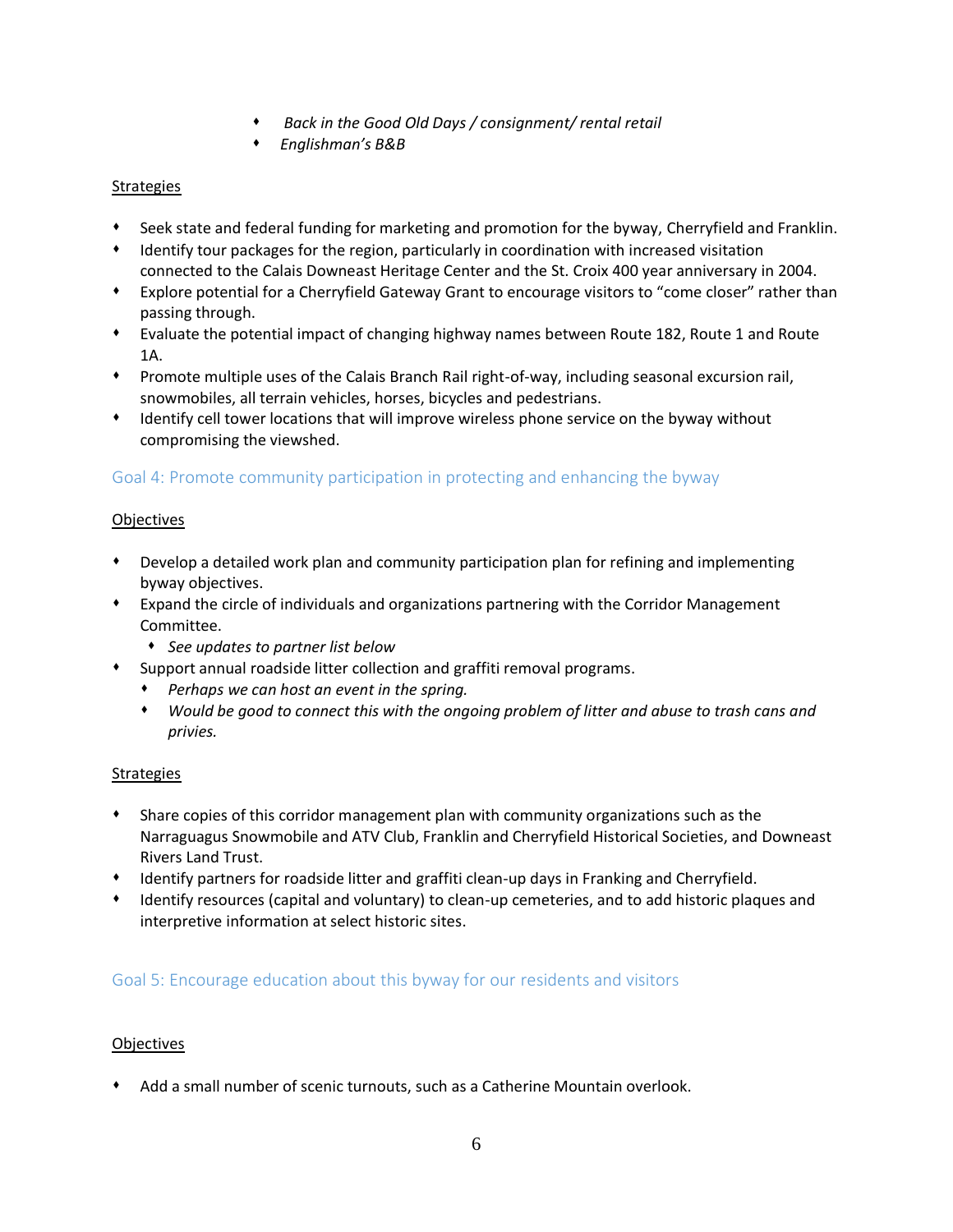- *Back in the Good Old Days / consignment/ rental retail*
    - *Englishman's B&B*

<u>Strategies</u>

- Seek state and federal funding for marketing and promotion for the byway, Cherryfield and Franklin.
- Identify tour packages for the region, particularly in coordination with increased visitation connected to the Calais Downeast Heritage Center and the St. Croix 400 year anniversary in 2004.
- Explore potential for a Cherryfield Gateway Grant to encourage visitors to "come closer" rather than passing through.
- Evaluate the potential impact of changing highway names between Route 182, Route 1 and Route 1A.
- Promote multiple uses of the Calais Branch Rail right-of-way, including seasonal excursion rail, snowmobiles, all terrain vehicles, horses, bicycles and pedestrians.
- Identify cell tower locations that will improve wireless phone service on the byway without compromising the viewshed.

## Goal 4: Promote community participation in protecting and enhancing the byway

<u>Objectives</u>

- Develop a detailed work plan and community participation plan for refining and implementing byway objectives.
- Expand the circle of individuals and organizations partnering with the Corridor Management Committee.
    - *See updates to partner list below*
- Support annual roadside litter collection and graffiti removal programs.
    - *Perhaps we can host an event in the spring.*
    - *Would be good to connect this with the ongoing problem of litter and abuse to trash cans and privies.*

<u>Strategies</u>

- Share copies of this corridor management plan with community organizations such as the Narraguagus Snowmobile and ATV Club, Franklin and Cherryfield Historical Societies, and Downeast Rivers Land Trust.
- Identify partners for roadside litter and graffiti clean-up days in Franking and Cherryfield.
- Identify resources (capital and voluntary) to clean-up cemeteries, and to add historic plaques and interpretive information at select historic sites.

## Goal 5: Encourage education about this byway for our residents and visitors

<u>Objectives</u>

- Add a small number of scenic turnouts, such as a Catherine Mountain overlook.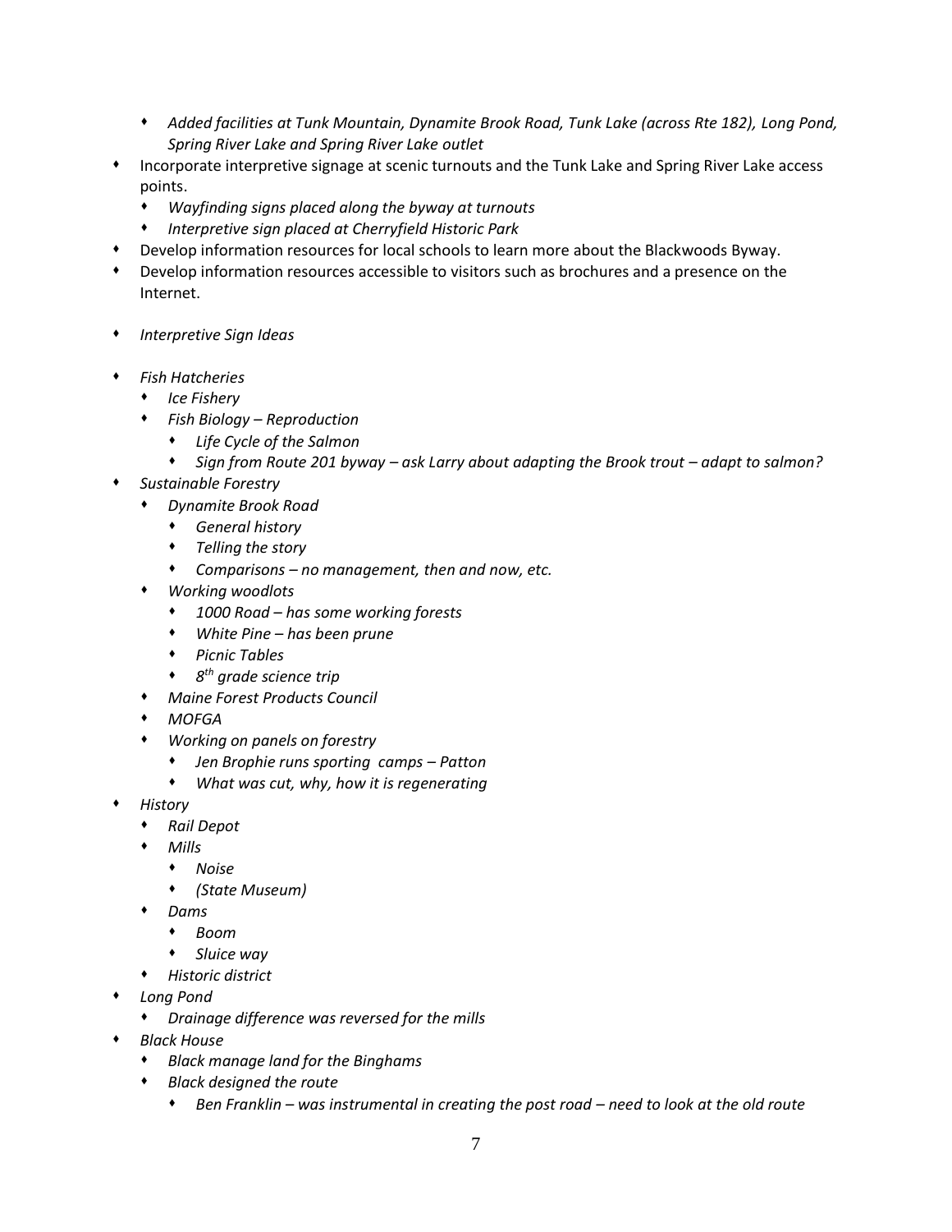- *Added facilities at Tunk Mountain, Dynamite Brook Road, Tunk Lake (across Rte 182), Long Pond, Spring River Lake and Spring River Lake outlet*
- Incorporate interpretive signage at scenic turnouts and the Tunk Lake and Spring River Lake access points.
  - *Wayfinding signs placed along the byway at turnouts*
  - *Interpretive sign placed at Cherryfield Historic Park*
- Develop information resources for local schools to learn more about the Blackwoods Byway.
- Develop information resources accessible to visitors such as brochures and a presence on the Internet.

- *Interpretive Sign Ideas*

- *Fish Hatcheries*
  - *Ice Fishery*
  - *Fish Biology – Reproduction*
    - *Life Cycle of the Salmon*
    - *Sign from Route 201 byway – ask Larry about adapting the Brook trout – adapt to salmon?*
- *Sustainable Forestry*
  - *Dynamite Brook Road*
    - *General history*
    - *Telling the story*
    - *Comparisons – no management, then and now, etc.*
  - *Working woodlots*
    - *1000 Road – has some working forests*
    - *White Pine – has been prune*
    - *Picnic Tables*
    - *8th grade science trip*
  - *Maine Forest Products Council*
  - *MOFGA*
  - *Working on panels on forestry*
    - *Jen Brophie runs sporting camps – Patton*
    - *What was cut, why, how it is regenerating*
- *History*
  - *Rail Depot*
  - *Mills*
    - *Noise*
    - *(State Museum)*
  - *Dams*
    - *Boom*
    - *Sluice way*
  - *Historic district*
- *Long Pond*
  - *Drainage difference was reversed for the mills*
- *Black House*
  - *Black manage land for the Binghams*
  - *Black designed the route*
    - *Ben Franklin – was instrumental in creating the post road – need to look at the old route*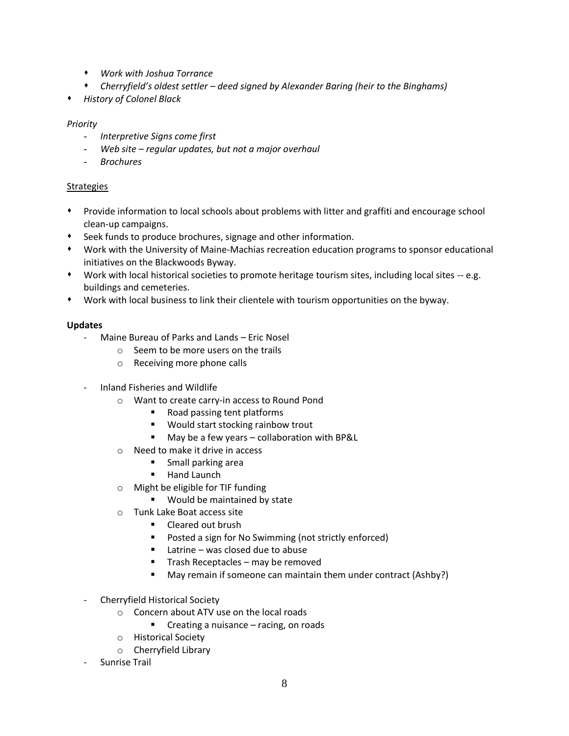- *Work with Joshua Torrance*
   - *Cherryfield's oldest settler – deed signed by Alexander Baring (heir to the Binghams)*
- *History of Colonel Black*

*Priority*

- *Interpretive Signs come first*
- *Web site – regular updates, but not a major overhaul*
- *Brochures*

<u>Strategies</u>

- Provide information to local schools about problems with litter and graffiti and encourage school clean-up campaigns.
- Seek funds to produce brochures, signage and other information.
- Work with the University of Maine-Machias recreation education programs to sponsor educational initiatives on the Blackwoods Byway.
- Work with local historical societies to promote heritage tourism sites, including local sites -- e.g. buildings and cemeteries.
- Work with local business to link their clientele with tourism opportunities on the byway.

**Updates**

- Maine Bureau of Parks and Lands – Eric Nosel
  - Seem to be more users on the trails
  - Receiving more phone calls
- Inland Fisheries and Wildlife
  - Want to create carry-in access to Round Pond
    - Road passing tent platforms
    - Would start stocking rainbow trout
    - May be a few years – collaboration with BP&L
  - Need to make it drive in access
    - Small parking area
    - Hand Launch
  - Might be eligible for TIF funding
    - Would be maintained by state
  - Tunk Lake Boat access site
    - Cleared out brush
    - Posted a sign for No Swimming (not strictly enforced)
    - Latrine – was closed due to abuse
    - Trash Receptacles – may be removed
    - May remain if someone can maintain them under contract (Ashby?)
- Cherryfield Historical Society
  - Concern about ATV use on the local roads
    - Creating a nuisance – racing, on roads
  - Historical Society
  - Cherryfield Library
- Sunrise Trail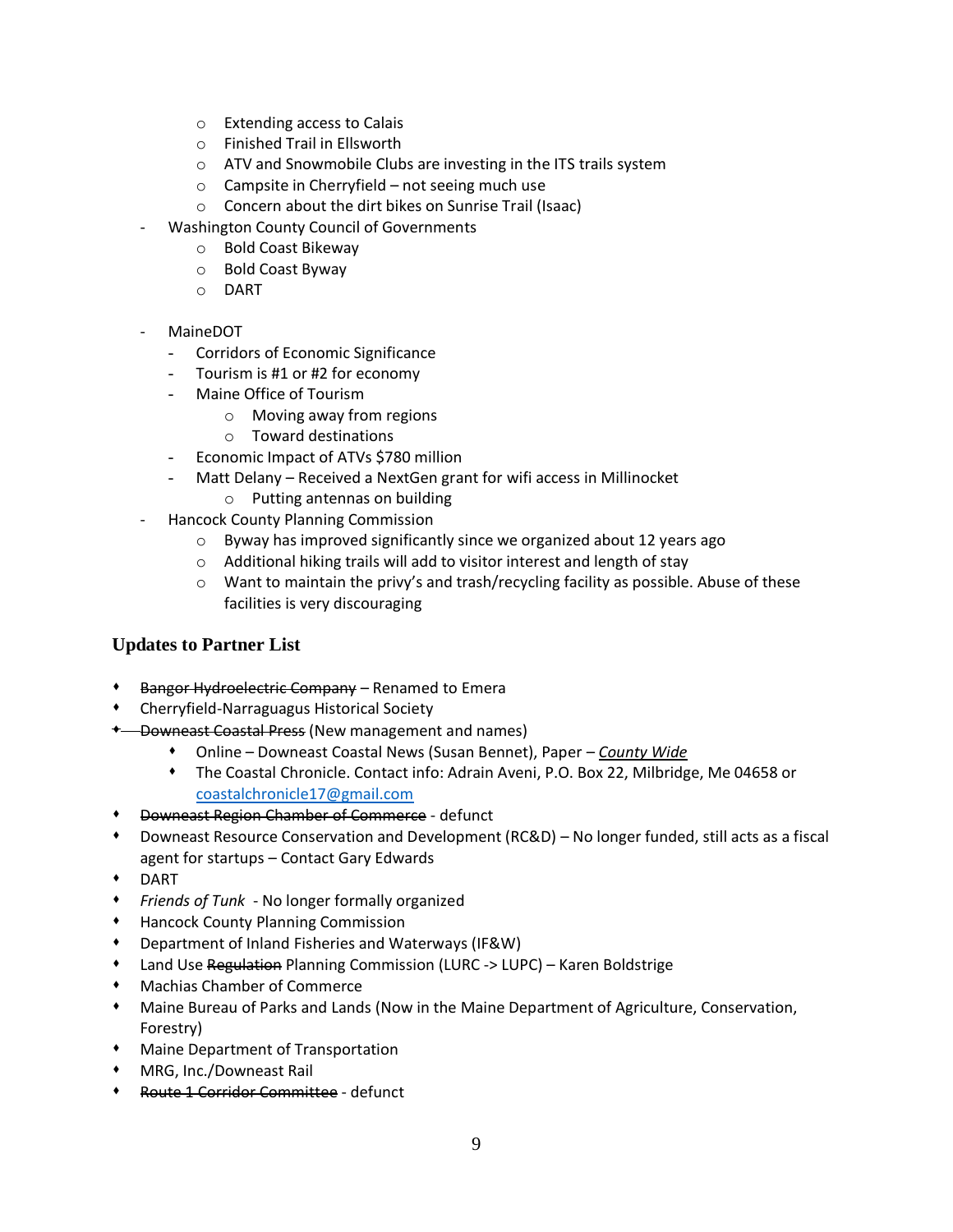- Extending access to Calais
    - Finished Trail in Ellsworth
    - ATV and Snowmobile Clubs are investing in the ITS trails system
    - Campsite in Cherryfield – not seeing much use
    - Concern about the dirt bikes on Sunrise Trail (Isaac)
- Washington County Council of Governments
    - Bold Coast Bikeway
    - Bold Coast Byway
    - DART

- MaineDOT
    - Corridors of Economic Significance
    - Tourism is #1 or #2 for economy
    - Maine Office of Tourism
        - Moving away from regions
        - Toward destinations
    - Economic Impact of ATVs $780 million
    - Matt Delany – Received a NextGen grant for wifi access in Millinocket
        - Putting antennas on building
- Hancock County Planning Commission
    - Byway has improved significantly since we organized about 12 years ago
    - Additional hiking trails will add to visitor interest and length of stay
    - Want to maintain the privy's and trash/recycling facility as possible. Abuse of these facilities is very discouraging

### Updates to Partner List

- ~~Bangor Hydroelectric Company~~ – Renamed to Emera
- Cherryfield-Narraguagus Historical Society
- ~~Downeast Coastal Press~~ (New management and names)
    - Online – Downeast Coastal News (Susan Bennet), Paper – ***County Wide***
    - The Coastal Chronicle. Contact info: Adrain Aveni, P.O. Box 22, Milbridge, Me 04658 or coastalchronicle17@gmail.com
- ~~Downeast Region Chamber of Commerce~~ - defunct
- Downeast Resource Conservation and Development (RC&D) – No longer funded, still acts as a fiscal agent for startups – Contact Gary Edwards
- DART
- *Friends of Tunk* - No longer formally organized
- Hancock County Planning Commission
- Department of Inland Fisheries and Waterways (IF&W)
- Land Use ~~Regulation~~ Planning Commission (LURC -> LUPC) – Karen Boldstrige
- Machias Chamber of Commerce
- Maine Bureau of Parks and Lands (Now in the Maine Department of Agriculture, Conservation, Forestry)
- Maine Department of Transportation
- MRG, Inc./Downeast Rail
- ~~Route 1 Corridor Committee~~ - defunct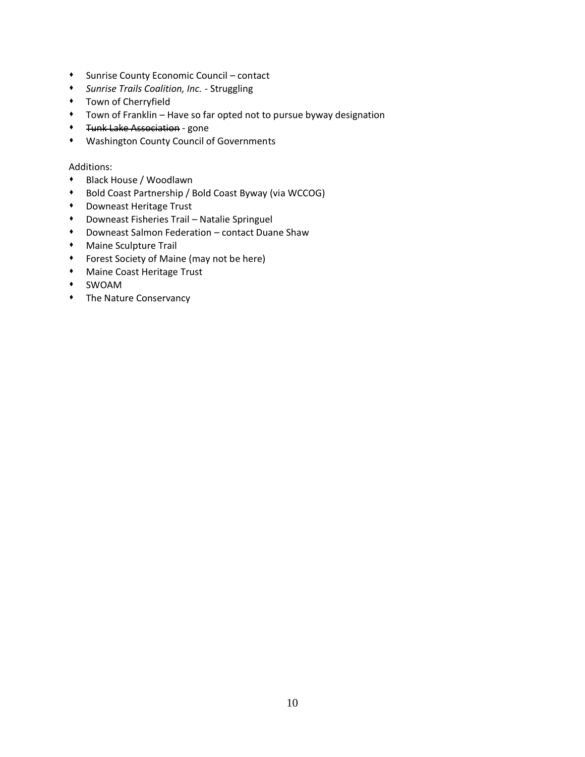- Sunrise County Economic Council – contact
- *Sunrise Trails Coalition, Inc.* - Struggling
- Town of Cherryfield
- Town of Franklin – Have so far opted not to pursue byway designation
- ~~Tunk Lake Association~~ - gone
- Washington County Council of Governments

Additions:

- Black House / Woodlawn
- Bold Coast Partnership / Bold Coast Byway (via WCCOG)
- Downeast Heritage Trust
- Downeast Fisheries Trail – Natalie Springuel
- Downeast Salmon Federation – contact Duane Shaw
- Maine Sculpture Trail
- Forest Society of Maine (may not be here)
- Maine Coast Heritage Trust
- SWOAM
- The Nature Conservancy